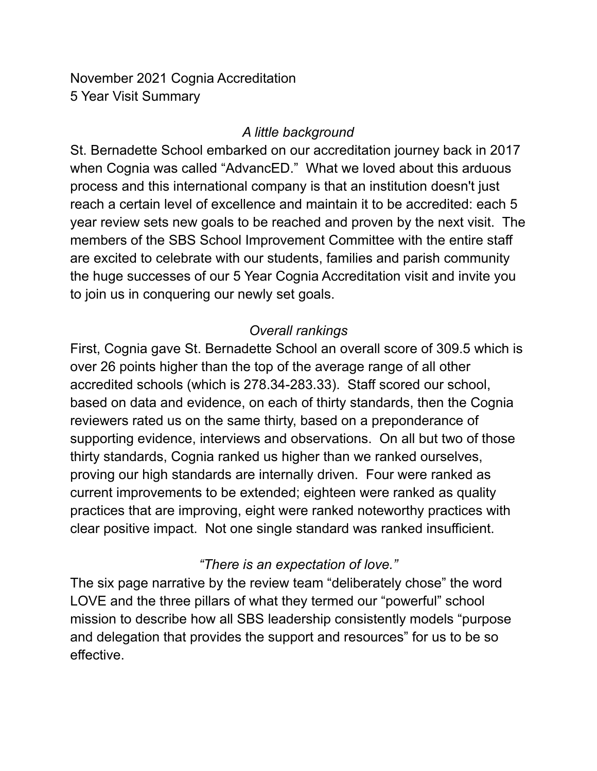November 2021 Cognia Accreditation
5 Year Visit Summary

### *A little background*

St. Bernadette School embarked on our accreditation journey back in 2017 when Cognia was called "AdvancED." What we loved about this arduous process and this international company is that an institution doesn't just reach a certain level of excellence and maintain it to be accredited: each 5 year review sets new goals to be reached and proven by the next visit. The members of the SBS School Improvement Committee with the entire staff are excited to celebrate with our students, families and parish community the huge successes of our 5 Year Cognia Accreditation visit and invite you to join us in conquering our newly set goals.

### *Overall rankings*

First, Cognia gave St. Bernadette School an overall score of 309.5 which is over 26 points higher than the top of the average range of all other accredited schools (which is 278.34-283.33). Staff scored our school, based on data and evidence, on each of thirty standards, then the Cognia reviewers rated us on the same thirty, based on a preponderance of supporting evidence, interviews and observations. On all but two of those thirty standards, Cognia ranked us higher than we ranked ourselves, proving our high standards are internally driven. Four were ranked as current improvements to be extended; eighteen were ranked as quality practices that are improving, eight were ranked noteworthy practices with clear positive impact. Not one single standard was ranked insufficient.

### *"There is an expectation of love."*

The six page narrative by the review team "deliberately chose" the word LOVE and the three pillars of what they termed our "powerful" school mission to describe how all SBS leadership consistently models "purpose and delegation that provides the support and resources" for us to be so effective.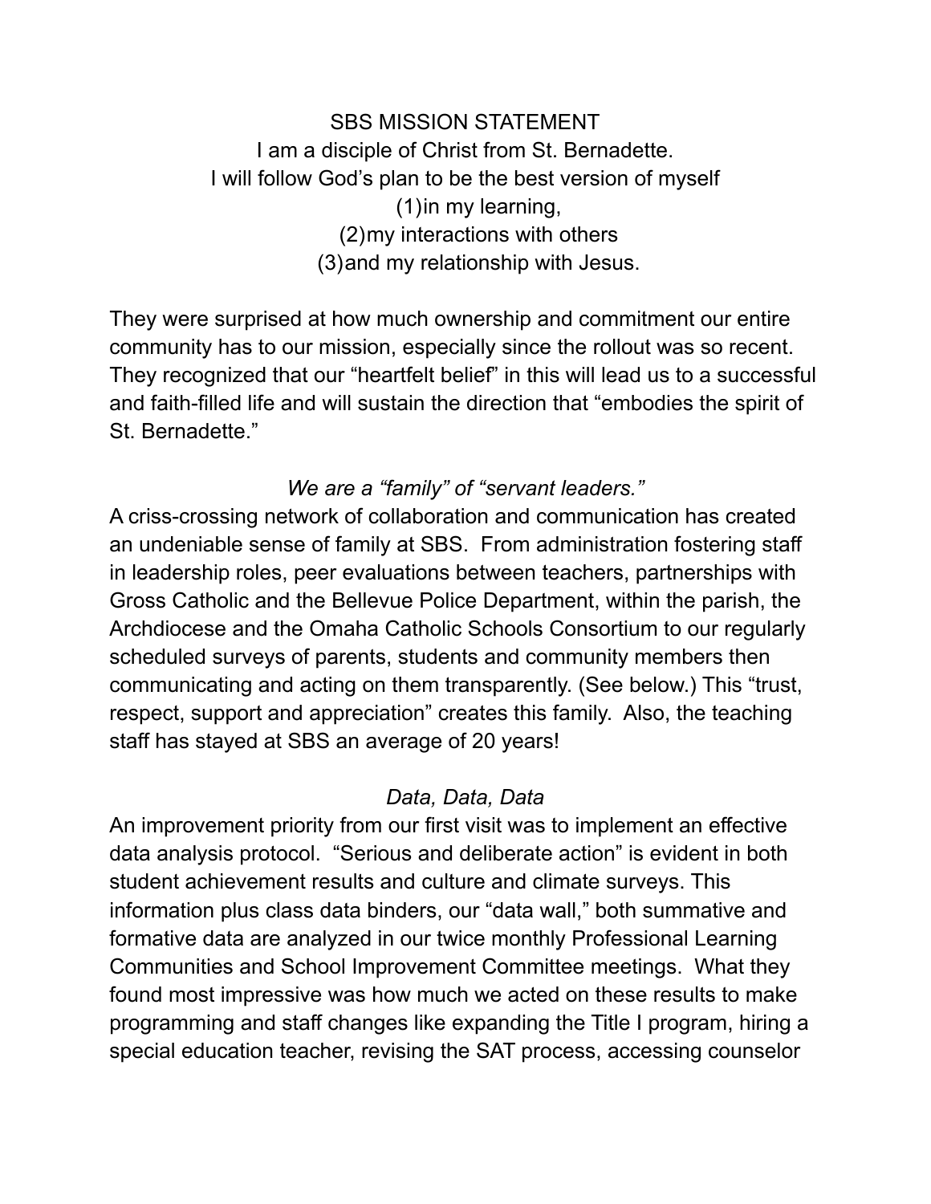SBS MISSION STATEMENT

I am a disciple of Christ from St. Bernadette.
I will follow God's plan to be the best version of myself
(1) in my learning,
(2) my interactions with others
(3) and my relationship with Jesus.

They were surprised at how much ownership and commitment our entire community has to our mission, especially since the rollout was so recent. They recognized that our "heartfelt belief" in this will lead us to a successful and faith-filled life and will sustain the direction that "embodies the spirit of St. Bernadette."

*We are a "family" of "servant leaders."*

A criss-crossing network of collaboration and communication has created an undeniable sense of family at SBS. From administration fostering staff in leadership roles, peer evaluations between teachers, partnerships with Gross Catholic and the Bellevue Police Department, within the parish, the Archdiocese and the Omaha Catholic Schools Consortium to our regularly scheduled surveys of parents, students and community members then communicating and acting on them transparently. (See below.) This "trust, respect, support and appreciation" creates this family. Also, the teaching staff has stayed at SBS an average of 20 years!

*Data, Data, Data*

An improvement priority from our first visit was to implement an effective data analysis protocol. "Serious and deliberate action" is evident in both student achievement results and culture and climate surveys. This information plus class data binders, our "data wall," both summative and formative data are analyzed in our twice monthly Professional Learning Communities and School Improvement Committee meetings. What they found most impressive was how much we acted on these results to make programming and staff changes like expanding the Title I program, hiring a special education teacher, revising the SAT process, accessing counselor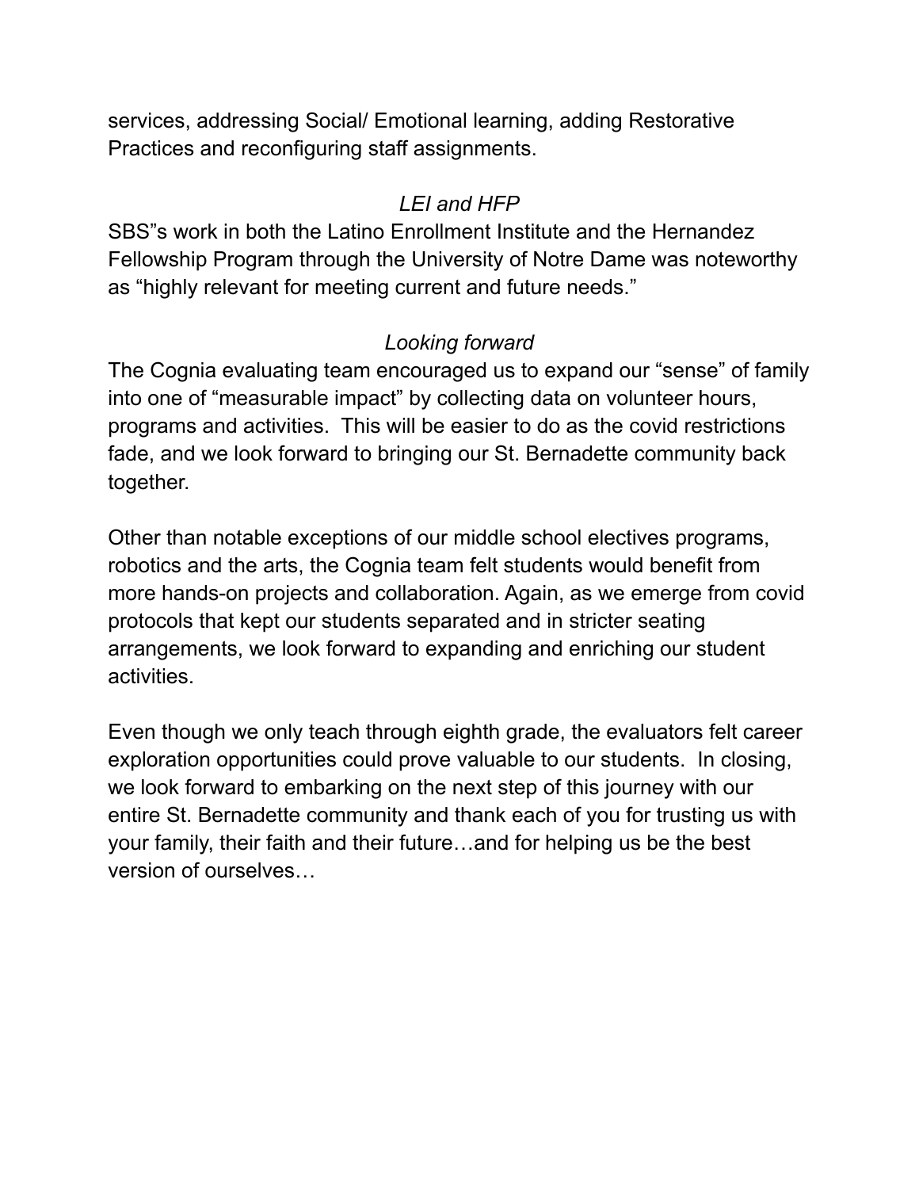services, addressing Social/ Emotional learning, adding Restorative Practices and reconfiguring staff assignments.

### *LEI and HFP*

SBS"s work in both the Latino Enrollment Institute and the Hernandez Fellowship Program through the University of Notre Dame was noteworthy as "highly relevant for meeting current and future needs."

### *Looking forward*

The Cognia evaluating team encouraged us to expand our "sense" of family into one of "measurable impact" by collecting data on volunteer hours, programs and activities. This will be easier to do as the covid restrictions fade, and we look forward to bringing our St. Bernadette community back together.

Other than notable exceptions of our middle school electives programs, robotics and the arts, the Cognia team felt students would benefit from more hands-on projects and collaboration. Again, as we emerge from covid protocols that kept our students separated and in stricter seating arrangements, we look forward to expanding and enriching our student activities.

Even though we only teach through eighth grade, the evaluators felt career exploration opportunities could prove valuable to our students. In closing, we look forward to embarking on the next step of this journey with our entire St. Bernadette community and thank each of you for trusting us with your family, their faith and their future…and for helping us be the best version of ourselves…